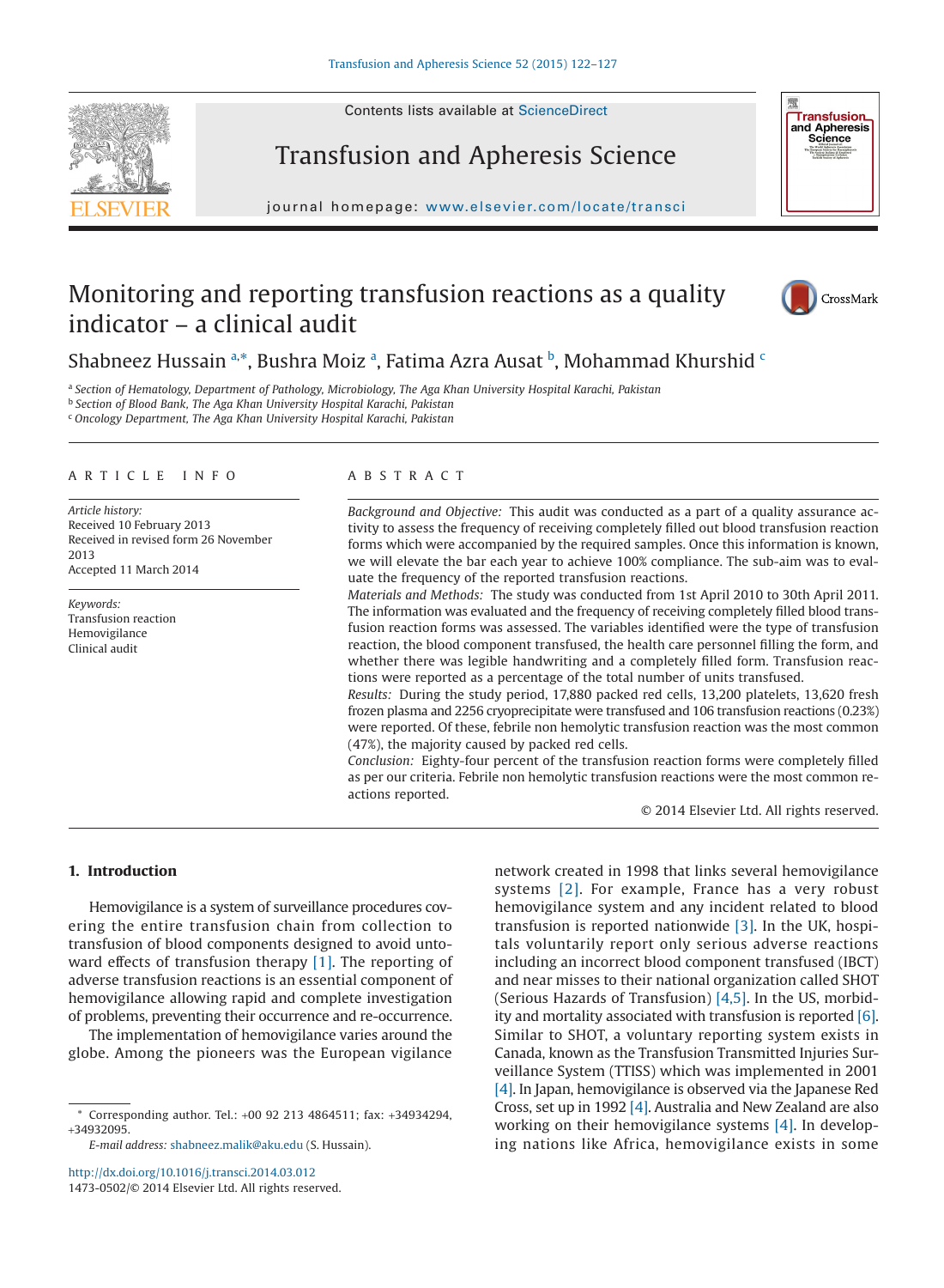# Monitoring and reporting transfusion reactions as a quality indicator – a clinical audit

Shabneez Hussain [a,*], Bushra Moiz [a], Fatima Azra Ausat [b], Mohammad Khurshid [c]

[a] Section of Hematology, Department of Pathology, Microbiology, The Aga Khan University Hospital Karachi, Pakistan
[b] Section of Blood Bank, The Aga Khan University Hospital Karachi, Pakistan
[c] Oncology Department, The Aga Khan University Hospital Karachi, Pakistan

## ARTICLE INFO

*Article history:*
Received 10 February 2013
Received in revised form 26 November 2013
Accepted 11 March 2014

*Keywords:*
Transfusion reaction
Hemovigilance
Clinical audit

## ABSTRACT

*Background and Objective:* This audit was conducted as a part of a quality assurance activity to assess the frequency of receiving completely filled out blood transfusion reaction forms which were accompanied by the required samples. Once this information is known, we will elevate the bar each year to achieve 100% compliance. The sub-aim was to evaluate the frequency of the reported transfusion reactions.

*Materials and Methods:* The study was conducted from 1st April 2010 to 30th April 2011. The information was evaluated and the frequency of receiving completely filled blood transfusion reaction forms was assessed. The variables identified were the type of transfusion reaction, the blood component transfused, the health care personnel filling the form, and whether there was legible handwriting and a completely filled form. Transfusion reactions were reported as a percentage of the total number of units transfused.

*Results:* During the study period, 17,880 packed red cells, 13,200 platelets, 13,620 fresh frozen plasma and 2256 cryoprecipitate were transfused and 106 transfusion reactions (0.23%) were reported. Of these, febrile non hemolytic transfusion reaction was the most common (47%), the majority caused by packed red cells.

*Conclusion:* Eighty-four percent of the transfusion reaction forms were completely filled as per our criteria. Febrile non hemolytic transfusion reactions were the most common reactions reported.

© 2014 Elsevier Ltd. All rights reserved.

## 1. Introduction

Hemovigilance is a system of surveillance procedures covering the entire transfusion chain from collection to transfusion of blood components designed to avoid untoward effects of transfusion therapy [1]. The reporting of adverse transfusion reactions is an essential component of hemovigilance allowing rapid and complete investigation of problems, preventing their occurrence and re-occurrence.

The implementation of hemovigilance varies around the globe. Among the pioneers was the European vigilance network created in 1998 that links several hemovigilance systems [2]. For example, France has a very robust hemovigilance system and any incident related to blood transfusion is reported nationwide [3]. In the UK, hospitals voluntarily report only serious adverse reactions including an incorrect blood component transfused (IBCT) and near misses to their national organization called SHOT (Serious Hazards of Transfusion) [4,5]. In the US, morbidity and mortality associated with transfusion is reported [6]. Similar to SHOT, a voluntary reporting system exists in Canada, known as the Transfusion Transmitted Injuries Surveillance System (TTISS) which was implemented in 2001 [4]. In Japan, hemovigilance is observed via the Japanese Red Cross, set up in 1992 [4]. Australia and New Zealand are also working on their hemovigilance systems [4]. In developing nations like Africa, hemovigilance exists in some

\* Corresponding author. Tel.: +00 92 213 4864511; fax: +34934294, +34932095.
*E-mail address:* shabneez.malik@aku.edu (S. Hussain).

http://dx.doi.org/10.1016/j.transci.2014.03.012
1473-0502/© 2014 Elsevier Ltd. All rights reserved.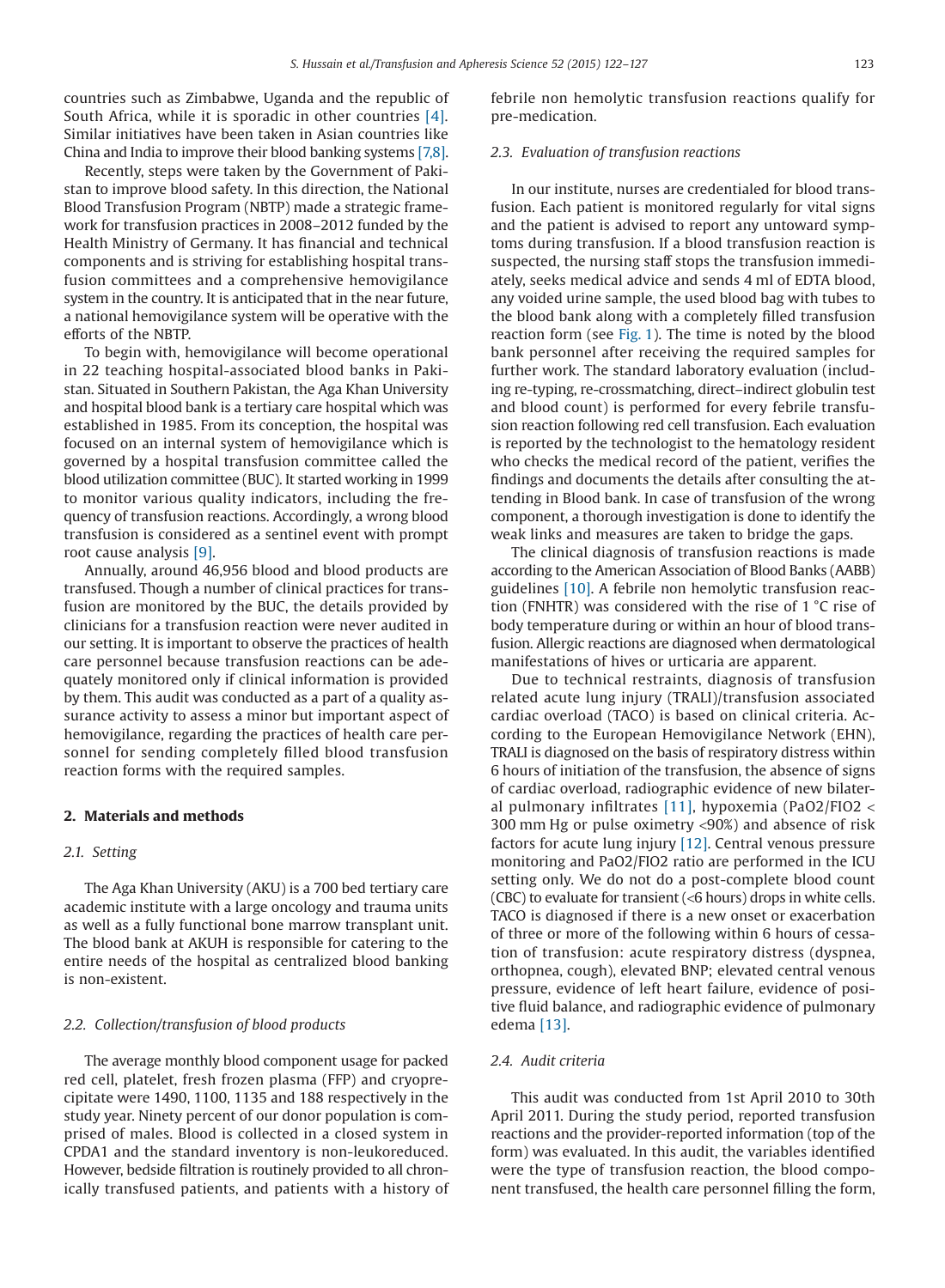countries such as Zimbabwe, Uganda and the republic of South Africa, while it is sporadic in other countries [4]. Similar initiatives have been taken in Asian countries like China and India to improve their blood banking systems [7,8].

Recently, steps were taken by the Government of Pakistan to improve blood safety. In this direction, the National Blood Transfusion Program (NBTP) made a strategic framework for transfusion practices in 2008–2012 funded by the Health Ministry of Germany. It has financial and technical components and is striving for establishing hospital transfusion committees and a comprehensive hemovigilance system in the country. It is anticipated that in the near future, a national hemovigilance system will be operative with the efforts of the NBTP.

To begin with, hemovigilance will become operational in 22 teaching hospital-associated blood banks in Pakistan. Situated in Southern Pakistan, the Aga Khan University and hospital blood bank is a tertiary care hospital which was established in 1985. From its conception, the hospital was focused on an internal system of hemovigilance which is governed by a hospital transfusion committee called the blood utilization committee (BUC). It started working in 1999 to monitor various quality indicators, including the frequency of transfusion reactions. Accordingly, a wrong blood transfusion is considered as a sentinel event with prompt root cause analysis [9].

Annually, around 46,956 blood and blood products are transfused. Though a number of clinical practices for transfusion are monitored by the BUC, the details provided by clinicians for a transfusion reaction were never audited in our setting. It is important to observe the practices of health care personnel because transfusion reactions can be adequately monitored only if clinical information is provided by them. This audit was conducted as a part of a quality assurance activity to assess a minor but important aspect of hemovigilance, regarding the practices of health care personnel for sending completely filled blood transfusion reaction forms with the required samples.

## 2. Materials and methods

### 2.1. Setting

The Aga Khan University (AKU) is a 700 bed tertiary care academic institute with a large oncology and trauma units as well as a fully functional bone marrow transplant unit. The blood bank at AKUH is responsible for catering to the entire needs of the hospital as centralized blood banking is non-existent.

### 2.2. Collection/transfusion of blood products

The average monthly blood component usage for packed red cell, platelet, fresh frozen plasma (FFP) and cryoprecipitate were 1490, 1100, 1135 and 188 respectively in the study year. Ninety percent of our donor population is comprised of males. Blood is collected in a closed system in CPDA1 and the standard inventory is non-leukoreduced. However, bedside filtration is routinely provided to all chronically transfused patients, and patients with a history of febrile non hemolytic transfusion reactions qualify for pre-medication.

### 2.3. Evaluation of transfusion reactions

In our institute, nurses are credentialed for blood transfusion. Each patient is monitored regularly for vital signs and the patient is advised to report any untoward symptoms during transfusion. If a blood transfusion reaction is suspected, the nursing staff stops the transfusion immediately, seeks medical advice and sends 4 ml of EDTA blood, any voided urine sample, the used blood bag with tubes to the blood bank along with a completely filled transfusion reaction form (see Fig. 1). The time is noted by the blood bank personnel after receiving the required samples for further work. The standard laboratory evaluation (including re-typing, re-crossmatching, direct–indirect globulin test and blood count) is performed for every febrile transfusion reaction following red cell transfusion. Each evaluation is reported by the technologist to the hematology resident who checks the medical record of the patient, verifies the findings and documents the details after consulting the attending in Blood bank. In case of transfusion of the wrong component, a thorough investigation is done to identify the weak links and measures are taken to bridge the gaps.

The clinical diagnosis of transfusion reactions is made according to the American Association of Blood Banks (AABB) guidelines [10]. A febrile non hemolytic transfusion reaction (FNHTR) was considered with the rise of 1 °C rise of body temperature during or within an hour of blood transfusion. Allergic reactions are diagnosed when dermatological manifestations of hives or urticaria are apparent.

Due to technical restraints, diagnosis of transfusion related acute lung injury (TRALI)/transfusion associated cardiac overload (TACO) is based on clinical criteria. According to the European Hemovigilance Network (EHN), TRALI is diagnosed on the basis of respiratory distress within 6 hours of initiation of the transfusion, the absence of signs of cardiac overload, radiographic evidence of new bilateral pulmonary infiltrates [11], hypoxemia (PaO2/FIO2 < 300 mm Hg or pulse oximetry <90%) and absence of risk factors for acute lung injury [12]. Central venous pressure monitoring and PaO2/FIO2 ratio are performed in the ICU setting only. We do not do a post-complete blood count (CBC) to evaluate for transient (<6 hours) drops in white cells. TACO is diagnosed if there is a new onset or exacerbation of three or more of the following within 6 hours of cessation of transfusion: acute respiratory distress (dyspnea, orthopnea, cough), elevated BNP; elevated central venous pressure, evidence of left heart failure, evidence of positive fluid balance, and radiographic evidence of pulmonary edema [13].

### 2.4. Audit criteria

This audit was conducted from 1st April 2010 to 30th April 2011. During the study period, reported transfusion reactions and the provider-reported information (top of the form) was evaluated. In this audit, the variables identified were the type of transfusion reaction, the blood component transfused, the health care personnel filling the form,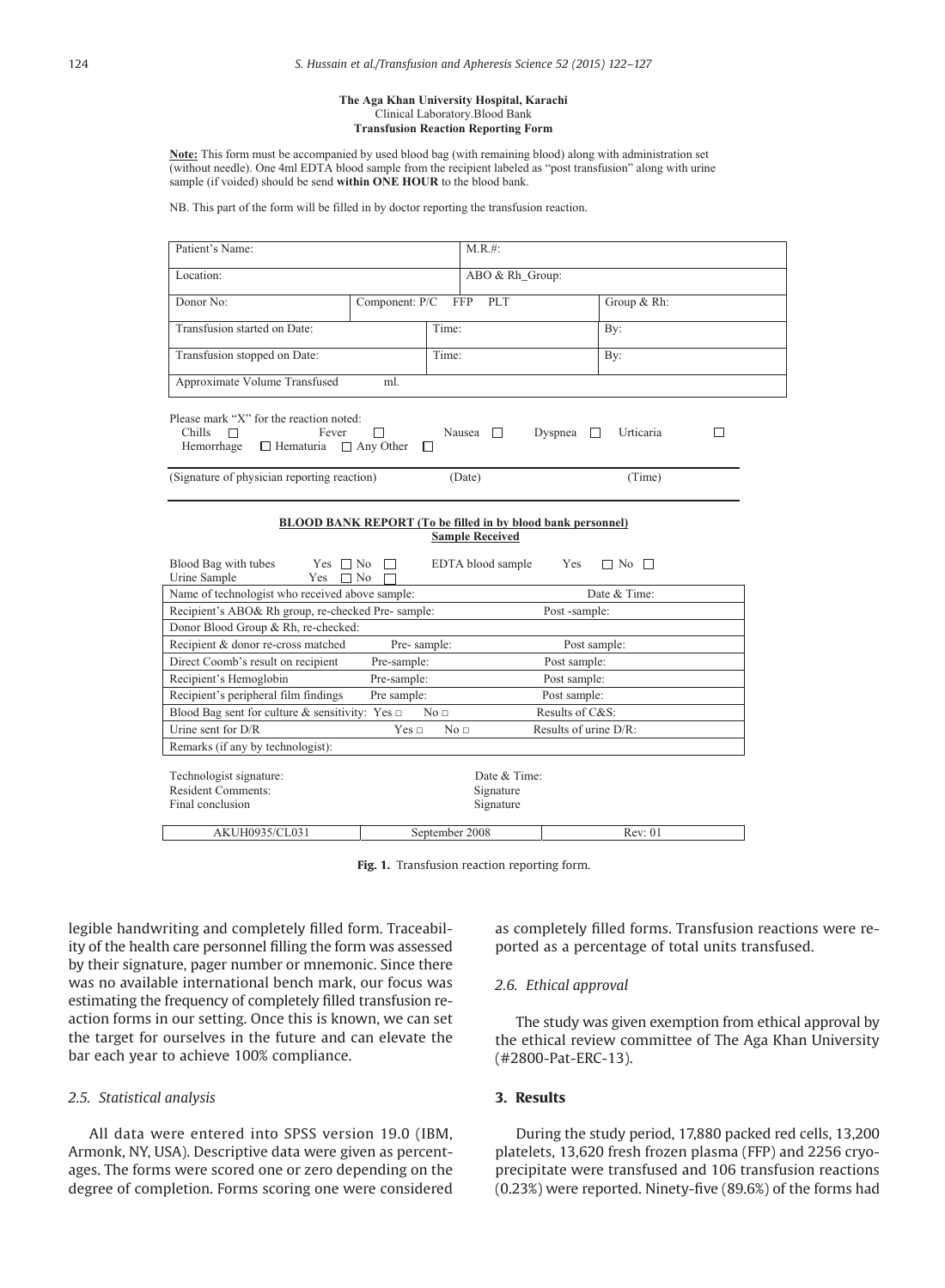**The Aga Khan University Hospital, Karachi**
Clinical Laboratory.Blood Bank
**Transfusion Reaction Reporting Form**

**Note:** This form must be accompanied by used blood bag (with remaining blood) along with administration set (without needle). One 4ml EDTA blood sample from the recipient labeled as "post transfusion" along with urine sample (if voided) should be send **within ONE HOUR** to the blood bank.

NB. This part of the form will be filled in by doctor reporting the transfusion reaction.

| Patient's Name: | | M.R.#: | |
|---|---|---|---|
| Location: | | ABO & Rh_Group: | |
| Donor No: | Component: P/C FFP PLT | | Group & Rh: |
| Transfusion started on Date: | Time: | | By: |
| Transfusion stopped on Date: | Time: | | By: |
| Approximate Volume Transfused ml. | | | |

Please mark "X" for the reaction noted:
Chills ☐ Fever ☐ Nausea ☐ Dyspnea ☐ Urticaria ☐
Hemorrhage ☐ Hematuria ☐ Any Other ☐

(Signature of physician reporting reaction) (Date) (Time)

**BLOOD BANK REPORT (To be filled in by blood bank personnel)**
**Sample Received**

Blood Bag with tubes Yes ☐ No ☐ EDTA blood sample Yes ☐ No ☐
Urine Sample Yes ☐ No ☐

| Name of technologist who received above sample: | | Date & Time: |
|---|---|---|
| Recipient's ABO& Rh group, re-checked Pre- sample: | | Post -sample: |
| Donor Blood Group & Rh, re-checked: | | |
| Recipient & donor re-cross matched | Pre- sample: | Post sample: |
| Direct Coomb's result on recipient | Pre-sample: | Post sample: |
| Recipient's Hemoglobin | Pre-sample: | Post sample: |
| Recipient's peripheral film findings | Pre sample: | Post sample: |
| Blood Bag sent for culture & sensitivity: Yes ☐ | No ☐ | Results of C&S: |
| Urine sent for D/R | Yes ☐ No ☐ | Results of urine D/R: |
| Remarks (if any by technologist): | | |

Technologist signature: Date & Time:
Resident Comments: Signature
Final conclusion Signature

| AKUH0935/CL031 | September 2008 | Rev: 01 |
|---|---|---|

**Fig. 1.** Transfusion reaction reporting form.

legible handwriting and completely filled form. Traceability of the health care personnel filling the form was assessed by their signature, pager number or mnemonic. Since there was no available international bench mark, our focus was estimating the frequency of completely filled transfusion reaction forms in our setting. Once this is known, we can set the target for ourselves in the future and can elevate the bar each year to achieve 100% compliance.

### *2.5. Statistical analysis*

All data were entered into SPSS version 19.0 (IBM, Armonk, NY, USA). Descriptive data were given as percentages. The forms were scored one or zero depending on the degree of completion. Forms scoring one were considered as completely filled forms. Transfusion reactions were reported as a percentage of total units transfused.

### *2.6. Ethical approval*

The study was given exemption from ethical approval by the ethical review committee of The Aga Khan University (#2800-Pat-ERC-13).

## 3. Results

During the study period, 17,880 packed red cells, 13,200 platelets, 13,620 fresh frozen plasma (FFP) and 2256 cryoprecipitate were transfused and 106 transfusion reactions (0.23%) were reported. Ninety-five (89.6%) of the forms had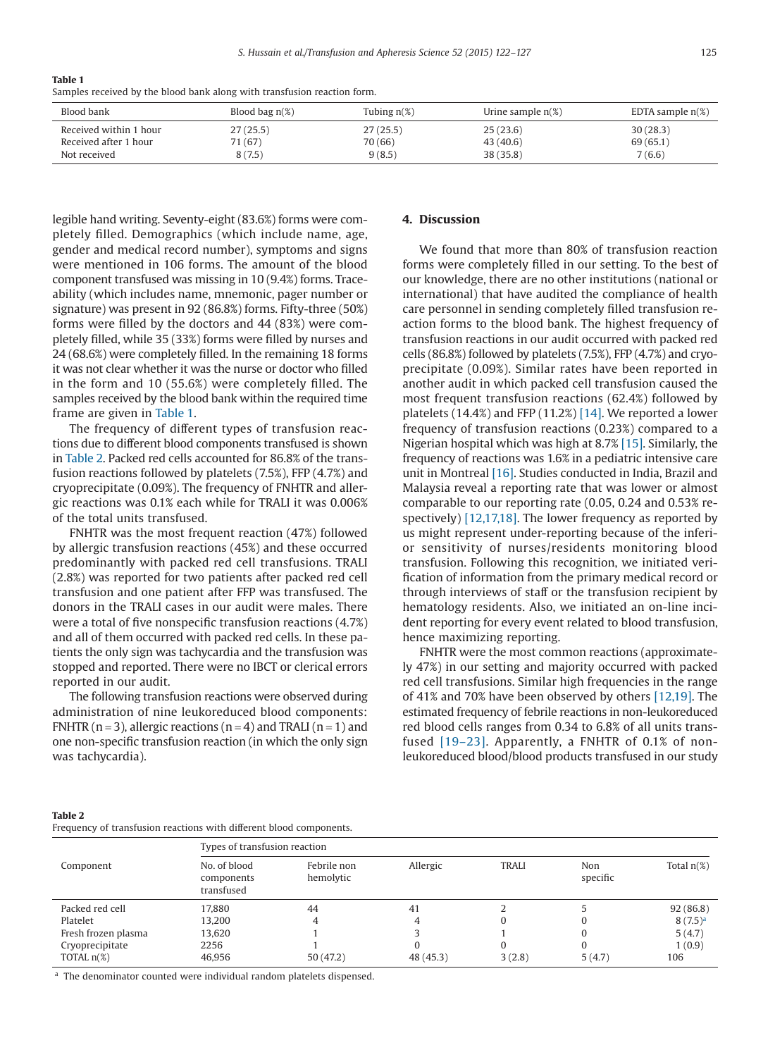**Table 1**
Samples received by the blood bank along with transfusion reaction form.

| Blood bank | Blood bag n(%) | Tubing n(%) | Urine sample n(%) | EDTA sample n(%) |
|---|---|---|---|---|
| Received within 1 hour | 27 (25.5) | 27 (25.5) | 25 (23.6) | 30 (28.3) |
| Received after 1 hour | 71 (67) | 70 (66) | 43 (40.6) | 69 (65.1) |
| Not received | 8 (7.5) | 9 (8.5) | 38 (35.8) | 7 (6.6) |

legible hand writing. Seventy-eight (83.6%) forms were completely filled. Demographics (which include name, age, gender and medical record number), symptoms and signs were mentioned in 106 forms. The amount of the blood component transfused was missing in 10 (9.4%) forms. Traceability (which includes name, mnemonic, pager number or signature) was present in 92 (86.8%) forms. Fifty-three (50%) forms were filled by the doctors and 44 (83%) were completely filled, while 35 (33%) forms were filled by nurses and 24 (68.6%) were completely filled. In the remaining 18 forms it was not clear whether it was the nurse or doctor who filled in the form and 10 (55.6%) were completely filled. The samples received by the blood bank within the required time frame are given in Table 1.

The frequency of different types of transfusion reactions due to different blood components transfused is shown in Table 2. Packed red cells accounted for 86.8% of the transfusion reactions followed by platelets (7.5%), FFP (4.7%) and cryoprecipitate (0.09%). The frequency of FNHTR and allergic reactions was 0.1% each while for TRALI it was 0.006% of the total units transfused.

FNHTR was the most frequent reaction (47%) followed by allergic transfusion reactions (45%) and these occurred predominantly with packed red cell transfusions. TRALI (2.8%) was reported for two patients after packed red cell transfusion and one patient after FFP was transfused. The donors in the TRALI cases in our audit were males. There were a total of five nonspecific transfusion reactions (4.7%) and all of them occurred with packed red cells. In these patients the only sign was tachycardia and the transfusion was stopped and reported. There were no IBCT or clerical errors reported in our audit.

The following transfusion reactions were observed during administration of nine leukoreduced blood components: FNHTR (n = 3), allergic reactions (n = 4) and TRALI (n = 1) and one non-specific transfusion reaction (in which the only sign was tachycardia).

## 4. Discussion

We found that more than 80% of transfusion reaction forms were completely filled in our setting. To the best of our knowledge, there are no other institutions (national or international) that have audited the compliance of health care personnel in sending completely filled transfusion reaction forms to the blood bank. The highest frequency of transfusion reactions in our audit occurred with packed red cells (86.8%) followed by platelets (7.5%), FFP (4.7%) and cryoprecipitate (0.09%). Similar rates have been reported in another audit in which packed cell transfusion caused the most frequent transfusion reactions (62.4%) followed by platelets (14.4%) and FFP (11.2%) [14]. We reported a lower frequency of transfusion reactions (0.23%) compared to a Nigerian hospital which was high at 8.7% [15]. Similarly, the frequency of reactions was 1.6% in a pediatric intensive care unit in Montreal [16]. Studies conducted in India, Brazil and Malaysia reveal a reporting rate that was lower or almost comparable to our reporting rate (0.05, 0.24 and 0.53% respectively) [12,17,18]. The lower frequency as reported by us might represent under-reporting because of the inferior sensitivity of nurses/residents monitoring blood transfusion. Following this recognition, we initiated verification of information from the primary medical record or through interviews of staff or the transfusion recipient by hematology residents. Also, we initiated an on-line incident reporting for every event related to blood transfusion, hence maximizing reporting.

FNHTR were the most common reactions (approximately 47%) in our setting and majority occurred with packed red cell transfusions. Similar high frequencies in the range of 41% and 70% have been observed by others [12,19]. The estimated frequency of febrile reactions in non-leukoreduced red blood cells ranges from 0.34 to 6.8% of all units transfused [19–23]. Apparently, a FNHTR of 0.1% of non-leukoreduced blood/blood products transfused in our study

**Table 2**
Frequency of transfusion reactions with different blood components.

| Component | Types of transfusion reaction | | | | | |
|---|---|---|---|---|---|---|
| | No. of blood components transfused | Febrile non hemolytic | Allergic | TRALI | Non specific | Total n(%) |
| Packed red cell | 17,880 | 44 | 41 | 2 | 5 | 92 (86.8) |
| Platelet | 13,200 | 4 | 4 | 0 | 0 | 8 (7.5)[a] |
| Fresh frozen plasma | 13,620 | 1 | 3 | 1 | 0 | 5 (4.7) |
| Cryoprecipitate | 2256 | 1 | 0 | 0 | 0 | 1 (0.9) |
| TOTAL n(%) | 46,956 | 50 (47.2) | 48 (45.3) | 3 (2.8) | 5 (4.7) | 106 |

[a] The denominator counted were individual random platelets dispensed.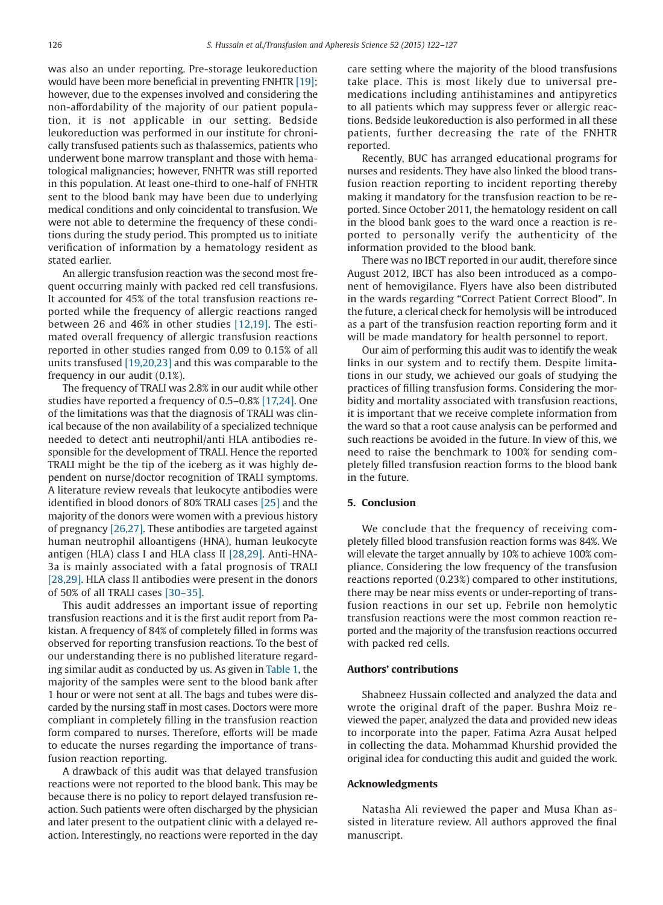was also an under reporting. Pre-storage leukoreduction would have been more beneficial in preventing FNHTR [19]; however, due to the expenses involved and considering the non-affordability of the majority of our patient population, it is not applicable in our setting. Bedside leukoreduction was performed in our institute for chronically transfused patients such as thalassemics, patients who underwent bone marrow transplant and those with hematological malignancies; however, FNHTR was still reported in this population. At least one-third to one-half of FNHTR sent to the blood bank may have been due to underlying medical conditions and only coincidental to transfusion. We were not able to determine the frequency of these conditions during the study period. This prompted us to initiate verification of information by a hematology resident as stated earlier.

An allergic transfusion reaction was the second most frequent occurring mainly with packed red cell transfusions. It accounted for 45% of the total transfusion reactions reported while the frequency of allergic reactions ranged between 26 and 46% in other studies [12,19]. The estimated overall frequency of allergic transfusion reactions reported in other studies ranged from 0.09 to 0.15% of all units transfused [19,20,23] and this was comparable to the frequency in our audit (0.1%).

The frequency of TRALI was 2.8% in our audit while other studies have reported a frequency of 0.5–0.8% [17,24]. One of the limitations was that the diagnosis of TRALI was clinical because of the non availability of a specialized technique needed to detect anti neutrophil/anti HLA antibodies responsible for the development of TRALI. Hence the reported TRALI might be the tip of the iceberg as it was highly dependent on nurse/doctor recognition of TRALI symptoms. A literature review reveals that leukocyte antibodies were identified in blood donors of 80% TRALI cases [25] and the majority of the donors were women with a previous history of pregnancy [26,27]. These antibodies are targeted against human neutrophil alloantigens (HNA), human leukocyte antigen (HLA) class I and HLA class II [28,29]. Anti-HNA-3a is mainly associated with a fatal prognosis of TRALI [28,29]. HLA class II antibodies were present in the donors of 50% of all TRALI cases [30–35].

This audit addresses an important issue of reporting transfusion reactions and it is the first audit report from Pakistan. A frequency of 84% of completely filled in forms was observed for reporting transfusion reactions. To the best of our understanding there is no published literature regarding similar audit as conducted by us. As given in Table 1, the majority of the samples were sent to the blood bank after 1 hour or were not sent at all. The bags and tubes were discarded by the nursing staff in most cases. Doctors were more compliant in completely filling in the transfusion reaction form compared to nurses. Therefore, efforts will be made to educate the nurses regarding the importance of transfusion reaction reporting.

A drawback of this audit was that delayed transfusion reactions were not reported to the blood bank. This may be because there is no policy to report delayed transfusion reaction. Such patients were often discharged by the physician and later present to the outpatient clinic with a delayed reaction. Interestingly, no reactions were reported in the day care setting where the majority of the blood transfusions take place. This is most likely due to universal premedications including antihistamines and antipyretics to all patients which may suppress fever or allergic reactions. Bedside leukoreduction is also performed in all these patients, further decreasing the rate of the FNHTR reported.

Recently, BUC has arranged educational programs for nurses and residents. They have also linked the blood transfusion reaction reporting to incident reporting thereby making it mandatory for the transfusion reaction to be reported. Since October 2011, the hematology resident on call in the blood bank goes to the ward once a reaction is reported to personally verify the authenticity of the information provided to the blood bank.

There was no IBCT reported in our audit, therefore since August 2012, IBCT has also been introduced as a component of hemovigilance. Flyers have also been distributed in the wards regarding "Correct Patient Correct Blood". In the future, a clerical check for hemolysis will be introduced as a part of the transfusion reaction reporting form and it will be made mandatory for health personnel to report.

Our aim of performing this audit was to identify the weak links in our system and to rectify them. Despite limitations in our study, we achieved our goals of studying the practices of filling transfusion forms. Considering the morbidity and mortality associated with transfusion reactions, it is important that we receive complete information from the ward so that a root cause analysis can be performed and such reactions be avoided in the future. In view of this, we need to raise the benchmark to 100% for sending completely filled transfusion reaction forms to the blood bank in the future.

## 5. Conclusion

We conclude that the frequency of receiving completely filled blood transfusion reaction forms was 84%. We will elevate the target annually by 10% to achieve 100% compliance. Considering the low frequency of the transfusion reactions reported (0.23%) compared to other institutions, there may be near miss events or under-reporting of transfusion reactions in our set up. Febrile non hemolytic transfusion reactions were the most common reaction reported and the majority of the transfusion reactions occurred with packed red cells.

## Authors' contributions

Shabneez Hussain collected and analyzed the data and wrote the original draft of the paper. Bushra Moiz reviewed the paper, analyzed the data and provided new ideas to incorporate into the paper. Fatima Azra Ausat helped in collecting the data. Mohammad Khurshid provided the original idea for conducting this audit and guided the work.

## Acknowledgments

Natasha Ali reviewed the paper and Musa Khan assisted in literature review. All authors approved the final manuscript.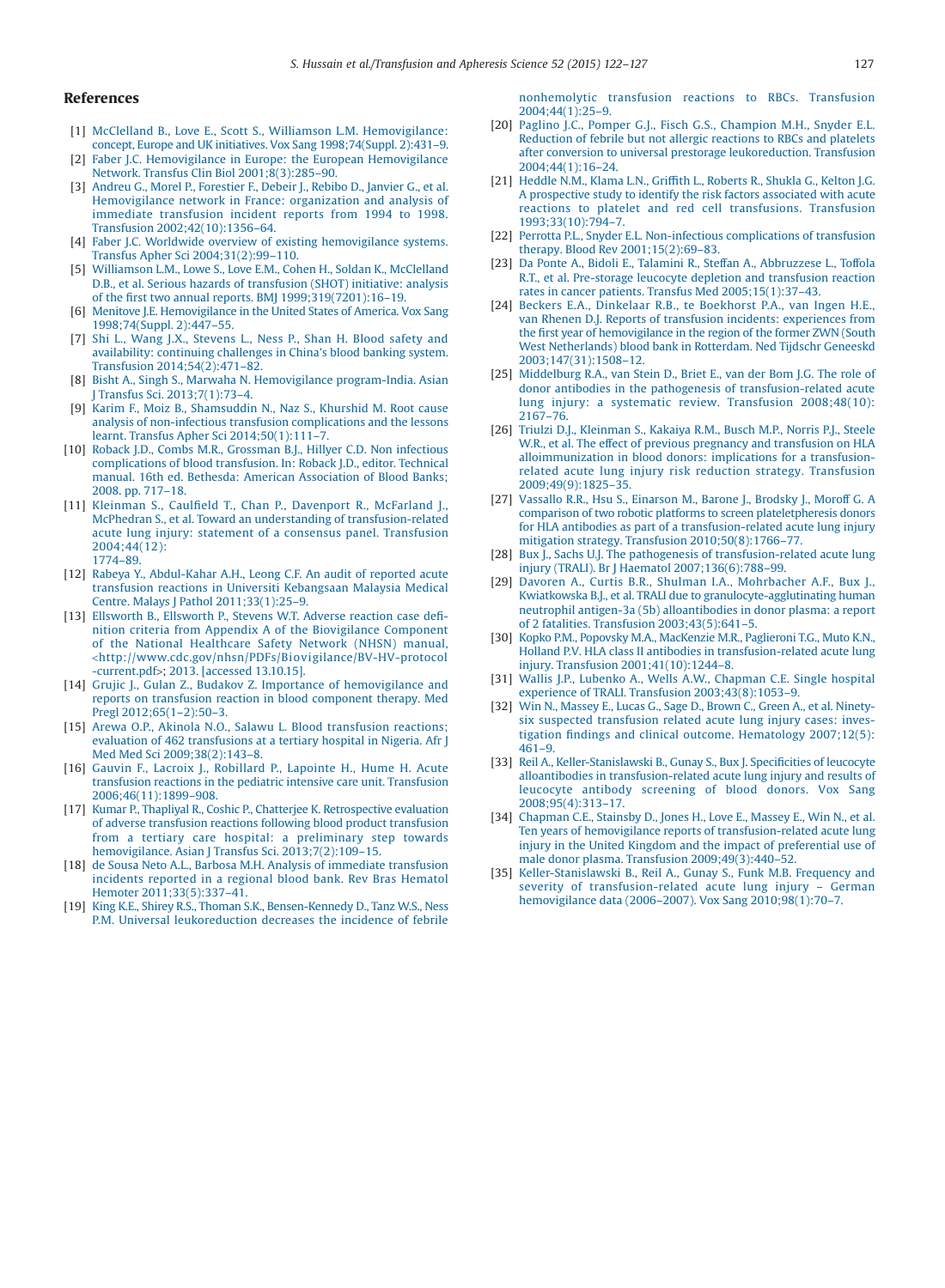## References

[1] McClelland B., Love E., Scott S., Williamson L.M. Hemovigilance: concept, Europe and UK initiatives. Vox Sang 1998;74(Suppl. 2):431–9.

[2] Faber J.C. Hemovigilance in Europe: the European Hemovigilance Network. Transfus Clin Biol 2001;8(3):285–90.

[3] Andreu G., Morel P., Forestier F., Debeir J., Rebibo D., Janvier G., et al. Hemovigilance network in France: organization and analysis of immediate transfusion incident reports from 1994 to 1998. Transfusion 2002;42(10):1356–64.

[4] Faber J.C. Worldwide overview of existing hemovigilance systems. Transfus Apher Sci 2004;31(2):99–110.

[5] Williamson L.M., Lowe S., Love E.M., Cohen H., Soldan K., McClelland D.B., et al. Serious hazards of transfusion (SHOT) initiative: analysis of the first two annual reports. BMJ 1999;319(7201):16–19.

[6] Menitove J.E. Hemovigilance in the United States of America. Vox Sang 1998;74(Suppl. 2):447–55.

[7] Shi L., Wang J.X., Stevens L., Ness P., Shan H. Blood safety and availability: continuing challenges in China's blood banking system. Transfusion 2014;54(2):471–82.

[8] Bisht A., Singh S., Marwaha N. Hemovigilance program-India. Asian J Transfus Sci. 2013;7(1):73–4.

[9] Karim F., Moiz B., Shamsuddin N., Naz S., Khurshid M. Root cause analysis of non-infectious transfusion complications and the lessons learnt. Transfus Apher Sci 2014;50(1):111–7.

[10] Roback J.D., Combs M.R., Grossman B.J., Hillyer C.D. Non infectious complications of blood transfusion. In: Roback J.D., editor. Technical manual. 16th ed. Bethesda: American Association of Blood Banks; 2008. pp. 717–18.

[11] Kleinman S., Caulfield T., Chan P., Davenport R., McFarland J., McPhedran S., et al. Toward an understanding of transfusion-related acute lung injury: statement of a consensus panel. Transfusion 2004;44(12):1774–89.

[12] Rabeya Y., Abdul-Kahar A.H., Leong C.F. An audit of reported acute transfusion reactions in Universiti Kebangsaan Malaysia Medical Centre. Malays J Pathol 2011;33(1):25–9.

[13] Ellsworth B., Ellsworth P., Stevens W.T. Adverse reaction case definition criteria from Appendix A of the Biovigilance Component of the National Healthcare Safety Network (NHSN) manual, <http://www.cdc.gov/nhsn/PDFs/Biovigilance/BV-HV-protocol-current.pdf>; 2013. [accessed 13.10.15].

[14] Grujic J., Gulan Z., Budakov Z. Importance of hemovigilance and reports on transfusion reaction in blood component therapy. Med Pregl 2012;65(1–2):50–3.

[15] Arewa O.P., Akinola N.O., Salawu L. Blood transfusion reactions; evaluation of 462 transfusions at a tertiary hospital in Nigeria. Afr J Med Med Sci 2009;38(2):143–8.

[16] Gauvin F., Lacroix J., Robillard P., Lapointe H., Hume H. Acute transfusion reactions in the pediatric intensive care unit. Transfusion 2006;46(11):1899–908.

[17] Kumar P., Thapliyal R., Coshic P., Chatterjee K. Retrospective evaluation of adverse transfusion reactions following blood product transfusion from a tertiary care hospital: a preliminary step towards hemovigilance. Asian J Transfus Sci. 2013;7(2):109–15.

[18] de Sousa Neto A.L., Barbosa M.H. Analysis of immediate transfusion incidents reported in a regional blood bank. Rev Bras Hematol Hemoter 2011;33(5):337–41.

[19] King K.E., Shirey R.S., Thoman S.K., Bensen-Kennedy D., Tanz W.S., Ness P.M. Universal leukoreduction decreases the incidence of febrile nonhemolytic transfusion reactions to RBCs. Transfusion 2004;44(1):25–9.

[20] Paglino J.C., Pomper G.J., Fisch G.S., Champion M.H., Snyder E.L. Reduction of febrile but not allergic reactions to RBCs and platelets after conversion to universal prestorage leukoreduction. Transfusion 2004;44(1):16–24.

[21] Heddle N.M., Klama L.N., Griffith L., Roberts R., Shukla G., Kelton J.G. A prospective study to identify the risk factors associated with acute reactions to platelet and red cell transfusions. Transfusion 1993;33(10):794–7.

[22] Perrotta P.L., Snyder E.L. Non-infectious complications of transfusion therapy. Blood Rev 2001;15(2):69–83.

[23] Da Ponte A., Bidoli E., Talamini R., Steffan A., Abbruzzese L., Toffola R.T., et al. Pre-storage leucocyte depletion and transfusion reaction rates in cancer patients. Transfus Med 2005;15(1):37–43.

[24] Beckers E.A., Dinkelaar R.B., te Boekhorst P.A., van Ingen H.E., van Rhenen D.J. Reports of transfusion incidents: experiences from the first year of hemovigilance in the region of the former ZWN (South West Netherlands) blood bank in Rotterdam. Ned Tijdschr Geneeskd 2003;147(31):1508–12.

[25] Middelburg R.A., van Stein D., Briet E., van der Bom J.G. The role of donor antibodies in the pathogenesis of transfusion-related acute lung injury: a systematic review. Transfusion 2008;48(10):2167–76.

[26] Triulzi D.J., Kleinman S., Kakaiya R.M., Busch M.P., Norris P.J., Steele W.R., et al. The effect of previous pregnancy and transfusion on HLA alloimmunization in blood donors: implications for a transfusion-related acute lung injury risk reduction strategy. Transfusion 2009;49(9):1825–35.

[27] Vassallo R.R., Hsu S., Einarson M., Barone J., Brodsky J., Moroff G. A comparison of two robotic platforms to screen plateletpheresis donors for HLA antibodies as part of a transfusion-related acute lung injury mitigation strategy. Transfusion 2010;50(8):1766–77.

[28] Bux J., Sachs U.J. The pathogenesis of transfusion-related acute lung injury (TRALI). Br J Haematol 2007;136(6):788–99.

[29] Davoren A., Curtis B.R., Shulman I.A., Mohrbacher A.F., Bux J., Kwiatkowska B.J., et al. TRALI due to granulocyte-agglutinating human neutrophil antigen-3a (5b) alloantibodies in donor plasma: a report of 2 fatalities. Transfusion 2003;43(5):641–5.

[30] Kopko P.M., Popovsky M.A., MacKenzie M.R., Paglieroni T.G., Muto K.N., Holland P.V. HLA class II antibodies in transfusion-related acute lung injury. Transfusion 2001;41(10):1244–8.

[31] Wallis J.P., Lubenko A., Wells A.W., Chapman C.E. Single hospital experience of TRALI. Transfusion 2003;43(8):1053–9.

[32] Win N., Massey E., Lucas G., Sage D., Brown C., Green A., et al. Ninety-six suspected transfusion related acute lung injury cases: investigation findings and clinical outcome. Hematology 2007;12(5):461–9.

[33] Reil A., Keller-Stanislawski B., Gunay S., Bux J. Specificities of leucocyte alloantibodies in transfusion-related acute lung injury and results of leucocyte antibody screening of blood donors. Vox Sang 2008;95(4):313–17.

[34] Chapman C.E., Stainsby D., Jones H., Love E., Massey E., Win N., et al. Ten years of hemovigilance reports of transfusion-related acute lung injury in the United Kingdom and the impact of preferential use of male donor plasma. Transfusion 2009;49(3):440–52.

[35] Keller-Stanislawski B., Reil A., Gunay S., Funk M.B. Frequency and severity of transfusion-related acute lung injury – German hemovigilance data (2006–2007). Vox Sang 2010;98(1):70–7.